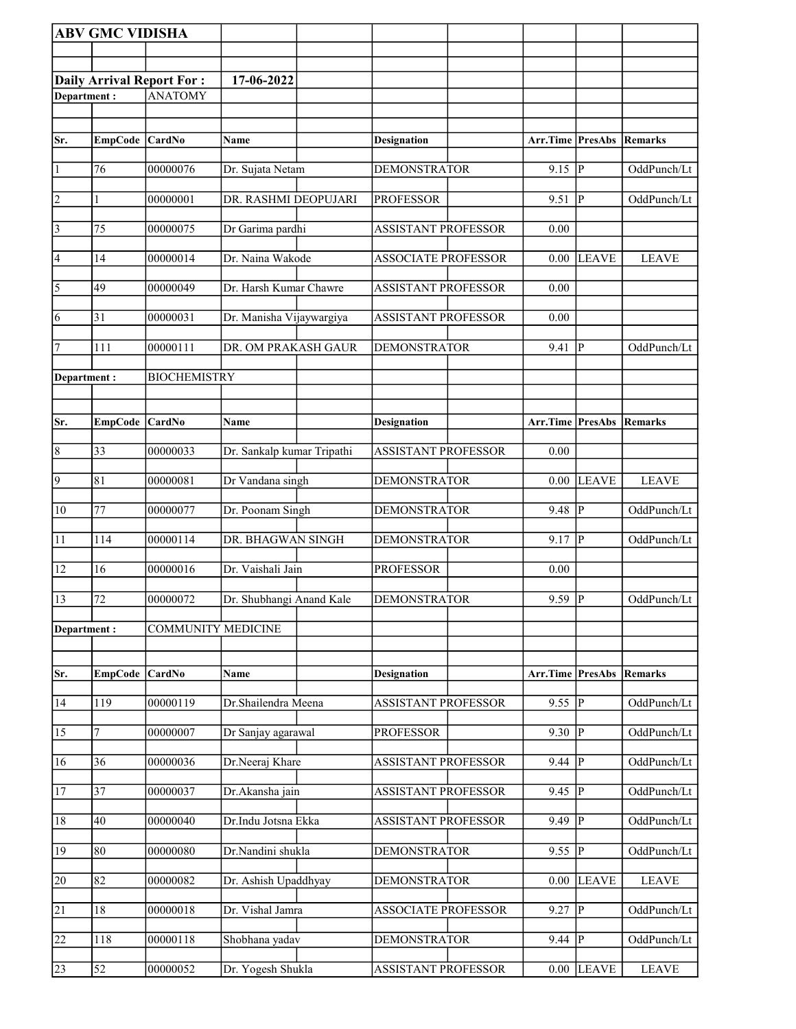**ABV GMC VIDISHA**

**Daily Arrival Report For :** **17-06-2022**

**Department :** ANATOMY

| Sr. | EmpCode | CardNo | Name | Designation | Arr.Time | PresAbs | Remarks |
|---|---|---|---|---|---|---|---|
| 1 | 76 | 00000076 | Dr. Sujata Netam | DEMONSTRATOR | 9.15 | P | OddPunch/Lt |
| 2 | 1 | 00000001 | DR. RASHMI DEOPUJARI | PROFESSOR | 9.51 | P | OddPunch/Lt |
| 3 | 75 | 00000075 | Dr Garima pardhi | ASSISTANT PROFESSOR | 0.00 | | |
| 4 | 14 | 00000014 | Dr. Naina Wakode | ASSOCIATE PROFESSOR | 0.00 | LEAVE | LEAVE |
| 5 | 49 | 00000049 | Dr. Harsh Kumar Chawre | ASSISTANT PROFESSOR | 0.00 | | |
| 6 | 31 | 00000031 | Dr. Manisha Vijaywargiya | ASSISTANT PROFESSOR | 0.00 | | |
| 7 | 111 | 00000111 | DR. OM PRAKASH GAUR | DEMONSTRATOR | 9.41 | P | OddPunch/Lt |

**Department :** BIOCHEMISTRY

| Sr. | EmpCode | CardNo | Name | Designation | Arr.Time | PresAbs | Remarks |
|---|---|---|---|---|---|---|---|
| 8 | 33 | 00000033 | Dr. Sankalp kumar Tripathi | ASSISTANT PROFESSOR | 0.00 | | |
| 9 | 81 | 00000081 | Dr Vandana singh | DEMONSTRATOR | 0.00 | LEAVE | LEAVE |
| 10 | 77 | 00000077 | Dr. Poonam Singh | DEMONSTRATOR | 9.48 | P | OddPunch/Lt |
| 11 | 114 | 00000114 | DR. BHAGWAN SINGH | DEMONSTRATOR | 9.17 | P | OddPunch/Lt |
| 12 | 16 | 00000016 | Dr. Vaishali Jain | PROFESSOR | 0.00 | | |
| 13 | 72 | 00000072 | Dr. Shubhangi Anand Kale | DEMONSTRATOR | 9.59 | P | OddPunch/Lt |

**Department :** COMMUNITY MEDICINE

| Sr. | EmpCode | CardNo | Name | Designation | Arr.Time | PresAbs | Remarks |
|---|---|---|---|---|---|---|---|
| 14 | 119 | 00000119 | Dr.Shailendra Meena | ASSISTANT PROFESSOR | 9.55 | P | OddPunch/Lt |
| 15 | 7 | 00000007 | Dr Sanjay agarawal | PROFESSOR | 9.30 | P | OddPunch/Lt |
| 16 | 36 | 00000036 | Dr.Neeraj Khare | ASSISTANT PROFESSOR | 9.44 | P | OddPunch/Lt |
| 17 | 37 | 00000037 | Dr.Akansha jain | ASSISTANT PROFESSOR | 9.45 | P | OddPunch/Lt |
| 18 | 40 | 00000040 | Dr.Indu Jotsna Ekka | ASSISTANT PROFESSOR | 9.49 | P | OddPunch/Lt |
| 19 | 80 | 00000080 | Dr.Nandini shukla | DEMONSTRATOR | 9.55 | P | OddPunch/Lt |
| 20 | 82 | 00000082 | Dr. Ashish Upaddhyay | DEMONSTRATOR | 0.00 | LEAVE | LEAVE |
| 21 | 18 | 00000018 | Dr. Vishal Jamra | ASSOCIATE PROFESSOR | 9.27 | P | OddPunch/Lt |
| 22 | 118 | 00000118 | Shobhana yadav | DEMONSTRATOR | 9.44 | P | OddPunch/Lt |
| 23 | 52 | 00000052 | Dr. Yogesh Shukla | ASSISTANT PROFESSOR | 0.00 | LEAVE | LEAVE |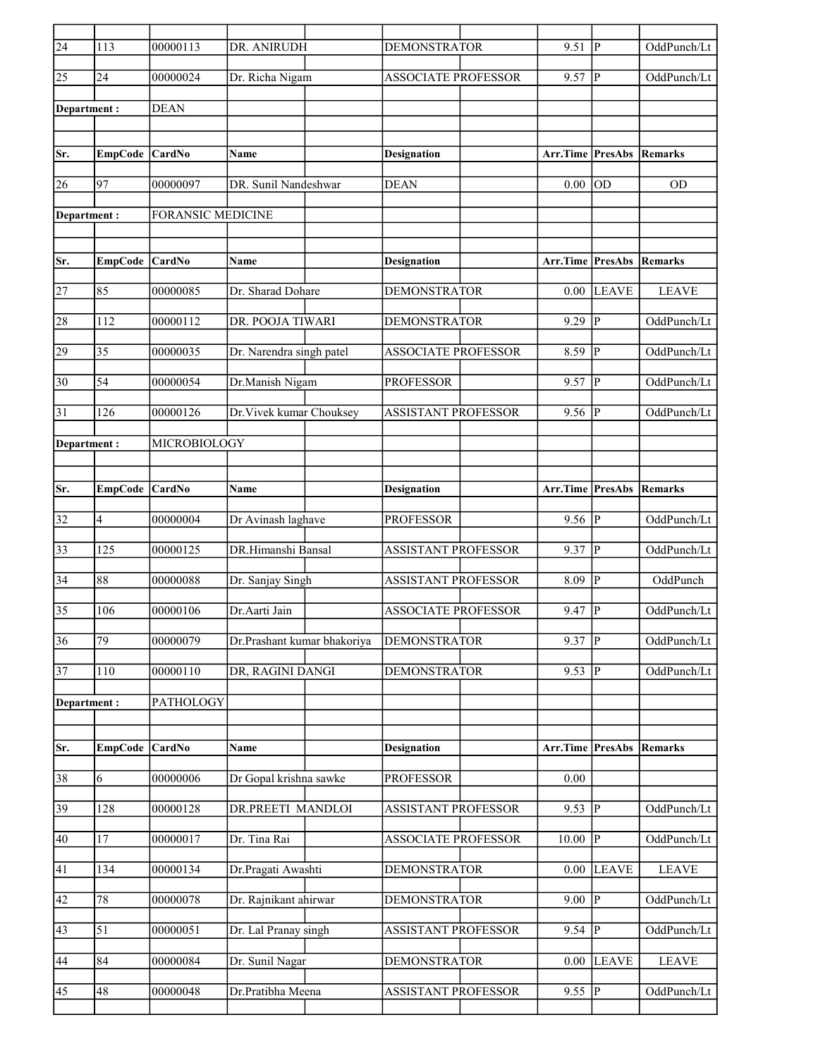| Sr. | EmpCode | CardNo | Name | Designation | Arr.Time | PresAbs | Remarks |
|---|---|---|---|---|---|---|---|
| 24 | 113 | 00000113 | DR. ANIRUDH | DEMONSTRATOR | 9.51 | P | OddPunch/Lt |
| 25 | 24 | 00000024 | Dr. Richa Nigam | ASSOCIATE PROFESSOR | 9.57 | P | OddPunch/Lt |

**Department :** DEAN

| Sr. | EmpCode | CardNo | Name | Designation | Arr.Time | PresAbs | Remarks |
|---|---|---|---|---|---|---|---|
| 26 | 97 | 00000097 | DR. Sunil Nandeshwar | DEAN | 0.00 | OD | OD |

**Department :** FORANSIC MEDICINE

| Sr. | EmpCode | CardNo | Name | Designation | Arr.Time | PresAbs | Remarks |
|---|---|---|---|---|---|---|---|
| 27 | 85 | 00000085 | Dr. Sharad Dohare | DEMONSTRATOR | 0.00 | LEAVE | LEAVE |
| 28 | 112 | 00000112 | DR. POOJA TIWARI | DEMONSTRATOR | 9.29 | P | OddPunch/Lt |
| 29 | 35 | 00000035 | Dr. Narendra singh patel | ASSOCIATE PROFESSOR | 8.59 | P | OddPunch/Lt |
| 30 | 54 | 00000054 | Dr.Manish Nigam | PROFESSOR | 9.57 | P | OddPunch/Lt |
| 31 | 126 | 00000126 | Dr.Vivek kumar Chouksey | ASSISTANT PROFESSOR | 9.56 | P | OddPunch/Lt |

**Department :** MICROBIOLOGY

| Sr. | EmpCode | CardNo | Name | Designation | Arr.Time | PresAbs | Remarks |
|---|---|---|---|---|---|---|---|
| 32 | 4 | 00000004 | Dr Avinash laghave | PROFESSOR | 9.56 | P | OddPunch/Lt |
| 33 | 125 | 00000125 | DR.Himanshi Bansal | ASSISTANT PROFESSOR | 9.37 | P | OddPunch/Lt |
| 34 | 88 | 00000088 | Dr. Sanjay Singh | ASSISTANT PROFESSOR | 8.09 | P | OddPunch |
| 35 | 106 | 00000106 | Dr.Aarti Jain | ASSOCIATE PROFESSOR | 9.47 | P | OddPunch/Lt |
| 36 | 79 | 00000079 | Dr.Prashant kumar bhakoriya | DEMONSTRATOR | 9.37 | P | OddPunch/Lt |
| 37 | 110 | 00000110 | DR, RAGINI DANGI | DEMONSTRATOR | 9.53 | P | OddPunch/Lt |

**Department :** PATHOLOGY

| Sr. | EmpCode | CardNo | Name | Designation | Arr.Time | PresAbs | Remarks |
|---|---|---|---|---|---|---|---|
| 38 | 6 | 00000006 | Dr Gopal krishna sawke | PROFESSOR | 0.00 | | |
| 39 | 128 | 00000128 | DR.PREETI MANDLOI | ASSISTANT PROFESSOR | 9.53 | P | OddPunch/Lt |
| 40 | 17 | 00000017 | Dr. Tina Rai | ASSOCIATE PROFESSOR | 10.00 | P | OddPunch/Lt |
| 41 | 134 | 00000134 | Dr.Pragati Awashti | DEMONSTRATOR | 0.00 | LEAVE | LEAVE |
| 42 | 78 | 00000078 | Dr. Rajnikant ahirwar | DEMONSTRATOR | 9.00 | P | OddPunch/Lt |
| 43 | 51 | 00000051 | Dr. Lal Pranay singh | ASSISTANT PROFESSOR | 9.54 | P | OddPunch/Lt |
| 44 | 84 | 00000084 | Dr. Sunil Nagar | DEMONSTRATOR | 0.00 | LEAVE | LEAVE |
| 45 | 48 | 00000048 | Dr.Pratibha Meena | ASSISTANT PROFESSOR | 9.55 | P | OddPunch/Lt |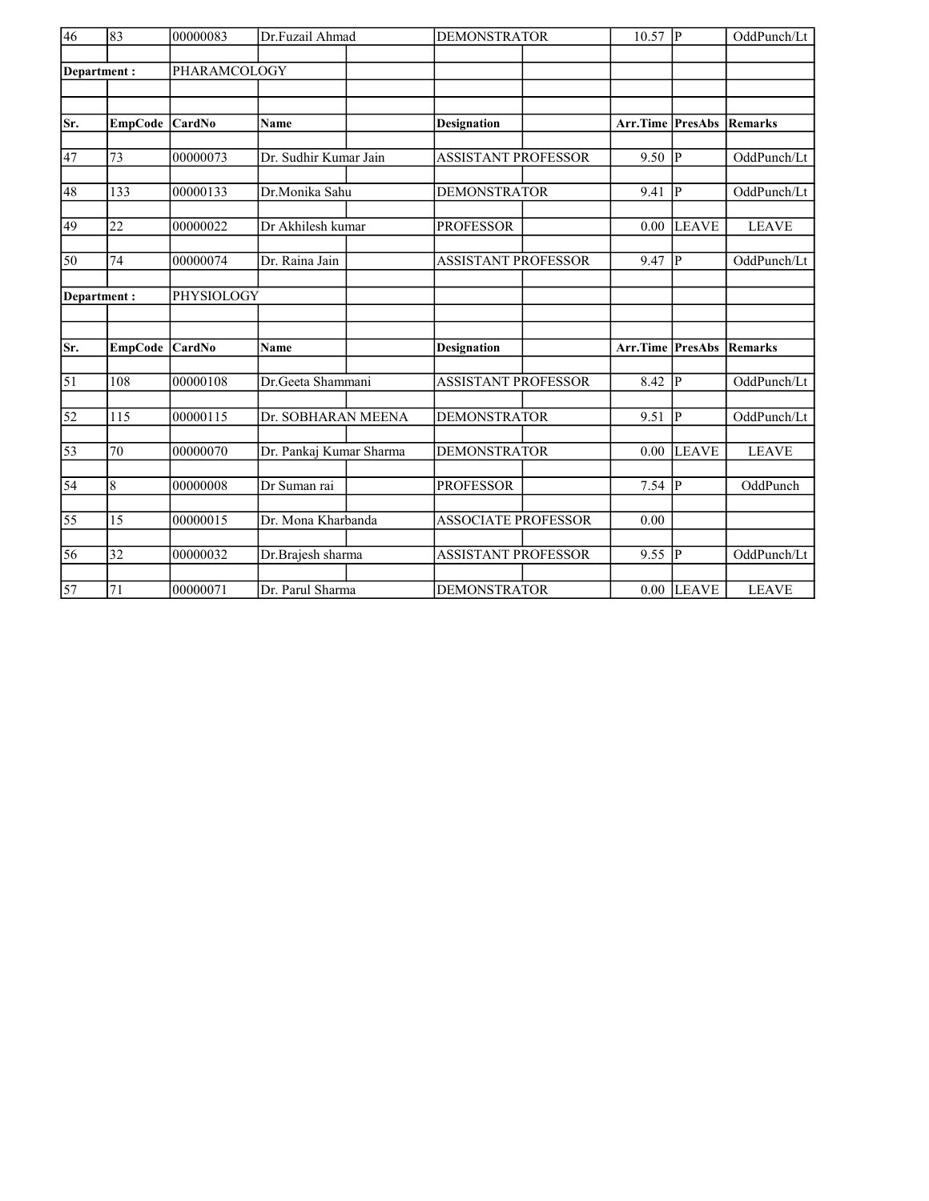| Sr. | EmpCode | CardNo | Name | Designation | Arr.Time | PresAbs | Remarks |
|---|---|---|---|---|---|---|---|
| 46 | 83 | 00000083 | Dr.Fuzail Ahmad | DEMONSTRATOR | 10.57 | P | OddPunch/Lt |

**Department :** PHARAMCOLOGY

| Sr. | EmpCode | CardNo | Name | Designation | Arr.Time | PresAbs | Remarks |
|---|---|---|---|---|---|---|---|
| 47 | 73 | 00000073 | Dr. Sudhir Kumar Jain | ASSISTANT PROFESSOR | 9.50 | P | OddPunch/Lt |
| 48 | 133 | 00000133 | Dr.Monika Sahu | DEMONSTRATOR | 9.41 | P | OddPunch/Lt |
| 49 | 22 | 00000022 | Dr Akhilesh kumar | PROFESSOR | 0.00 | LEAVE | LEAVE |
| 50 | 74 | 00000074 | Dr. Raina Jain | ASSISTANT PROFESSOR | 9.47 | P | OddPunch/Lt |

**Department :** PHYSIOLOGY

| Sr. | EmpCode | CardNo | Name | Designation | Arr.Time | PresAbs | Remarks |
|---|---|---|---|---|---|---|---|
| 51 | 108 | 00000108 | Dr.Geeta Shammani | ASSISTANT PROFESSOR | 8.42 | P | OddPunch/Lt |
| 52 | 115 | 00000115 | Dr. SOBHARAN MEENA | DEMONSTRATOR | 9.51 | P | OddPunch/Lt |
| 53 | 70 | 00000070 | Dr. Pankaj Kumar Sharma | DEMONSTRATOR | 0.00 | LEAVE | LEAVE |
| 54 | 8 | 00000008 | Dr Suman rai | PROFESSOR | 7.54 | P | OddPunch |
| 55 | 15 | 00000015 | Dr. Mona Kharbanda | ASSOCIATE PROFESSOR | 0.00 | | |
| 56 | 32 | 00000032 | Dr.Brajesh sharma | ASSISTANT PROFESSOR | 9.55 | P | OddPunch/Lt |
| 57 | 71 | 00000071 | Dr. Parul Sharma | DEMONSTRATOR | 0.00 | LEAVE | LEAVE |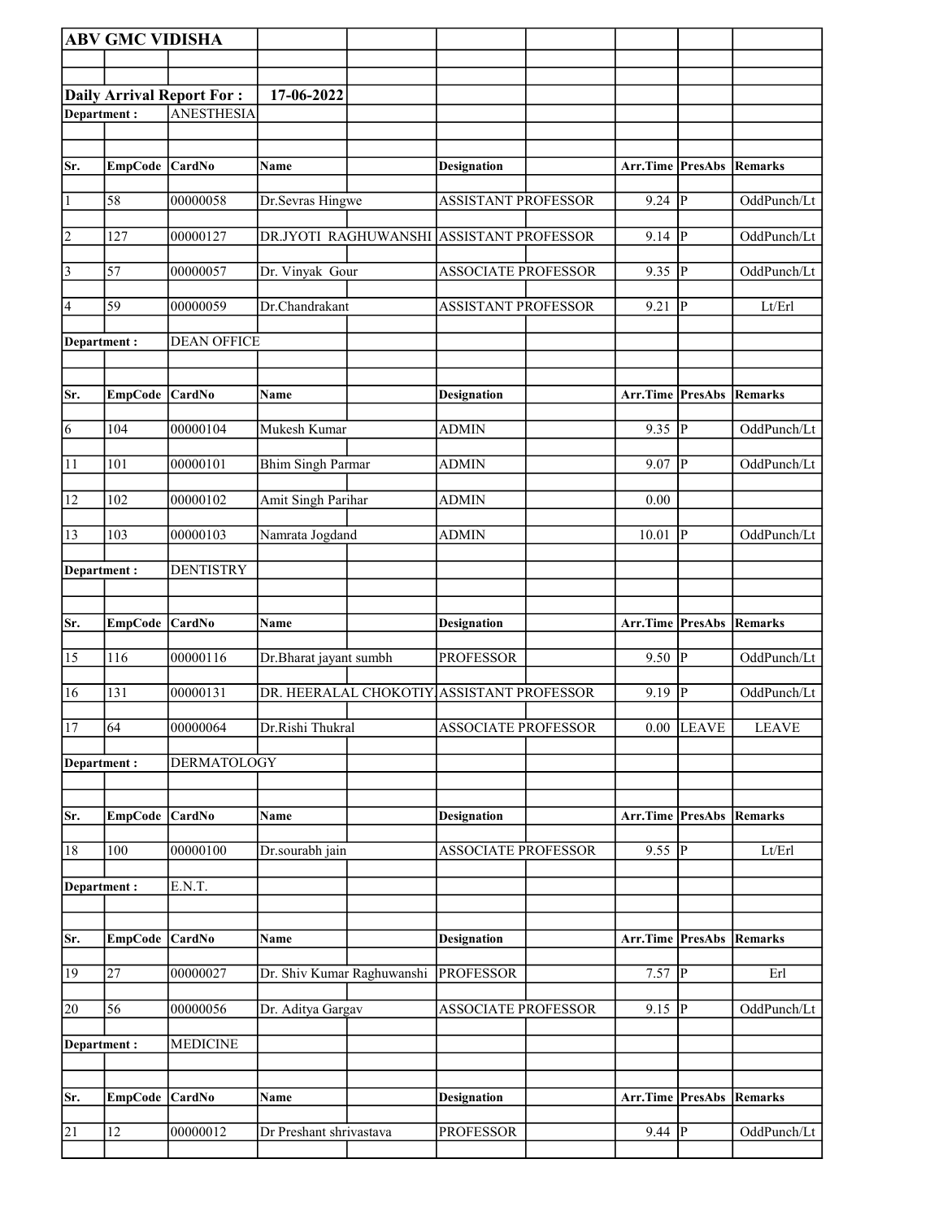## ABV GMC VIDISHA

**Daily Arrival Report For :** 17-06-2022

**Department :** ANESTHESIA

| Sr. | EmpCode | CardNo | Name | Designation | Arr.Time | PresAbs | Remarks |
|---|---|---|---|---|---|---|---|
| 1 | 58 | 00000058 | Dr.Sevras Hingwe | ASSISTANT PROFESSOR | 9.24 | P | OddPunch/Lt |
| 2 | 127 | 00000127 | DR.JYOTI RAGHUWANSHI | ASSISTANT PROFESSOR | 9.14 | P | OddPunch/Lt |
| 3 | 57 | 00000057 | Dr. Vinyak Gour | ASSOCIATE PROFESSOR | 9.35 | P | OddPunch/Lt |
| 4 | 59 | 00000059 | Dr.Chandrakant | ASSISTANT PROFESSOR | 9.21 | P | Lt/Erl |

**Department :** DEAN OFFICE

| Sr. | EmpCode | CardNo | Name | Designation | Arr.Time | PresAbs | Remarks |
|---|---|---|---|---|---|---|---|
| 6 | 104 | 00000104 | Mukesh Kumar | ADMIN | 9.35 | P | OddPunch/Lt |
| 11 | 101 | 00000101 | Bhim Singh Parmar | ADMIN | 9.07 | P | OddPunch/Lt |
| 12 | 102 | 00000102 | Amit Singh Parihar | ADMIN | 0.00 | | |
| 13 | 103 | 00000103 | Namrata Jogdand | ADMIN | 10.01 | P | OddPunch/Lt |

**Department :** DENTISTRY

| Sr. | EmpCode | CardNo | Name | Designation | Arr.Time | PresAbs | Remarks |
|---|---|---|---|---|---|---|---|
| 15 | 116 | 00000116 | Dr.Bharat jayant sumbh | PROFESSOR | 9.50 | P | OddPunch/Lt |
| 16 | 131 | 00000131 | DR. HEERALAL CHOKOTIY | ASSISTANT PROFESSOR | 9.19 | P | OddPunch/Lt |
| 17 | 64 | 00000064 | Dr.Rishi Thukral | ASSOCIATE PROFESSOR | 0.00 | LEAVE | LEAVE |

**Department :** DERMATOLOGY

| Sr. | EmpCode | CardNo | Name | Designation | Arr.Time | PresAbs | Remarks |
|---|---|---|---|---|---|---|---|
| 18 | 100 | 00000100 | Dr.sourabh jain | ASSOCIATE PROFESSOR | 9.55 | P | Lt/Erl |

**Department :** E.N.T.

| Sr. | EmpCode | CardNo | Name | Designation | Arr.Time | PresAbs | Remarks |
|---|---|---|---|---|---|---|---|
| 19 | 27 | 00000027 | Dr. Shiv Kumar Raghuwanshi | PROFESSOR | 7.57 | P | Erl |
| 20 | 56 | 00000056 | Dr. Aditya Gargav | ASSOCIATE PROFESSOR | 9.15 | P | OddPunch/Lt |

**Department :** MEDICINE

| Sr. | EmpCode | CardNo | Name | Designation | Arr.Time | PresAbs | Remarks |
|---|---|---|---|---|---|---|---|
| 21 | 12 | 00000012 | Dr Preshant shrivastava | PROFESSOR | 9.44 | P | OddPunch/Lt |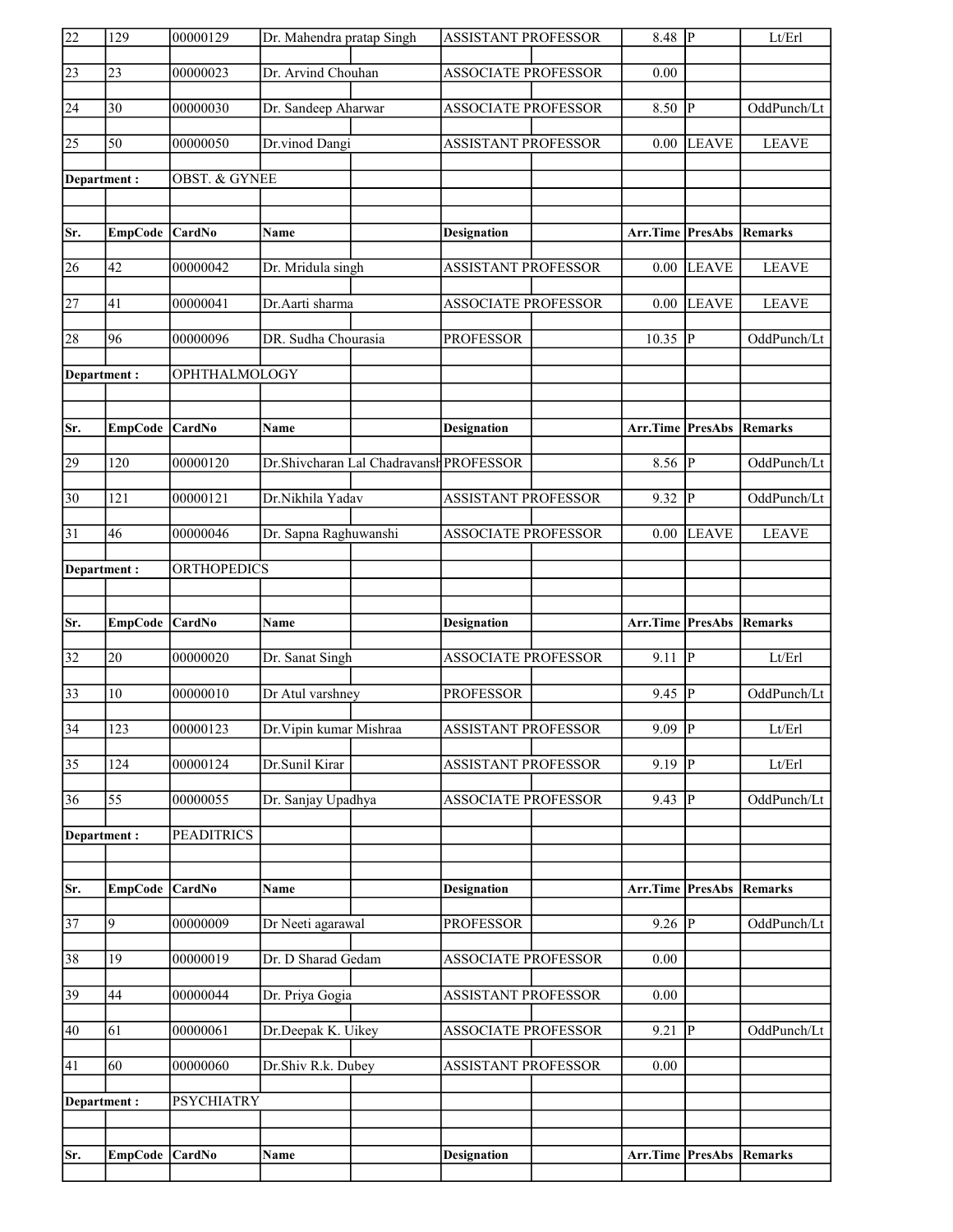| Sr. | EmpCode | CardNo | Name | Designation | Arr.Time | PresAbs | Remarks |
|---|---|---|---|---|---|---|---|
| 22 | 129 | 00000129 | Dr. Mahendra pratap Singh | ASSISTANT PROFESSOR | 8.48 | P | Lt/Erl |
| 23 | 23 | 00000023 | Dr. Arvind Chouhan | ASSOCIATE PROFESSOR | 0.00 | | |
| 24 | 30 | 00000030 | Dr. Sandeep Aharwar | ASSOCIATE PROFESSOR | 8.50 | P | OddPunch/Lt |
| 25 | 50 | 00000050 | Dr.vinod Dangi | ASSISTANT PROFESSOR | 0.00 | LEAVE | LEAVE |

**Department :** OBST. & GYNEE

| Sr. | EmpCode | CardNo | Name | Designation | Arr.Time | PresAbs | Remarks |
|---|---|---|---|---|---|---|---|
| 26 | 42 | 00000042 | Dr. Mridula singh | ASSISTANT PROFESSOR | 0.00 | LEAVE | LEAVE |
| 27 | 41 | 00000041 | Dr.Aarti sharma | ASSOCIATE PROFESSOR | 0.00 | LEAVE | LEAVE |
| 28 | 96 | 00000096 | DR. Sudha Chourasia | PROFESSOR | 10.35 | P | OddPunch/Lt |

**Department :** OPHTHALMOLOGY

| Sr. | EmpCode | CardNo | Name | Designation | Arr.Time | PresAbs | Remarks |
|---|---|---|---|---|---|---|---|
| 29 | 120 | 00000120 | Dr.Shivcharan Lal Chadravansh | PROFESSOR | 8.56 | P | OddPunch/Lt |
| 30 | 121 | 00000121 | Dr.Nikhila Yadav | ASSISTANT PROFESSOR | 9.32 | P | OddPunch/Lt |
| 31 | 46 | 00000046 | Dr. Sapna Raghuwanshi | ASSOCIATE PROFESSOR | 0.00 | LEAVE | LEAVE |

**Department :** ORTHOPEDICS

| Sr. | EmpCode | CardNo | Name | Designation | Arr.Time | PresAbs | Remarks |
|---|---|---|---|---|---|---|---|
| 32 | 20 | 00000020 | Dr. Sanat Singh | ASSOCIATE PROFESSOR | 9.11 | P | Lt/Erl |
| 33 | 10 | 00000010 | Dr Atul varshney | PROFESSOR | 9.45 | P | OddPunch/Lt |
| 34 | 123 | 00000123 | Dr.Vipin kumar Mishraa | ASSISTANT PROFESSOR | 9.09 | P | Lt/Erl |
| 35 | 124 | 00000124 | Dr.Sunil Kirar | ASSISTANT PROFESSOR | 9.19 | P | Lt/Erl |
| 36 | 55 | 00000055 | Dr. Sanjay Upadhya | ASSOCIATE PROFESSOR | 9.43 | P | OddPunch/Lt |

**Department :** PEADITRICS

| Sr. | EmpCode | CardNo | Name | Designation | Arr.Time | PresAbs | Remarks |
|---|---|---|---|---|---|---|---|
| 37 | 9 | 00000009 | Dr Neeti agarawal | PROFESSOR | 9.26 | P | OddPunch/Lt |
| 38 | 19 | 00000019 | Dr. D Sharad Gedam | ASSOCIATE PROFESSOR | 0.00 | | |
| 39 | 44 | 00000044 | Dr. Priya Gogia | ASSISTANT PROFESSOR | 0.00 | | |
| 40 | 61 | 00000061 | Dr.Deepak K. Uikey | ASSOCIATE PROFESSOR | 9.21 | P | OddPunch/Lt |
| 41 | 60 | 00000060 | Dr.Shiv R.k. Dubey | ASSISTANT PROFESSOR | 0.00 | | |

**Department :** PSYCHIATRY

| Sr. | EmpCode | CardNo | Name | Designation | Arr.Time | PresAbs | Remarks |
|---|---|---|---|---|---|---|---|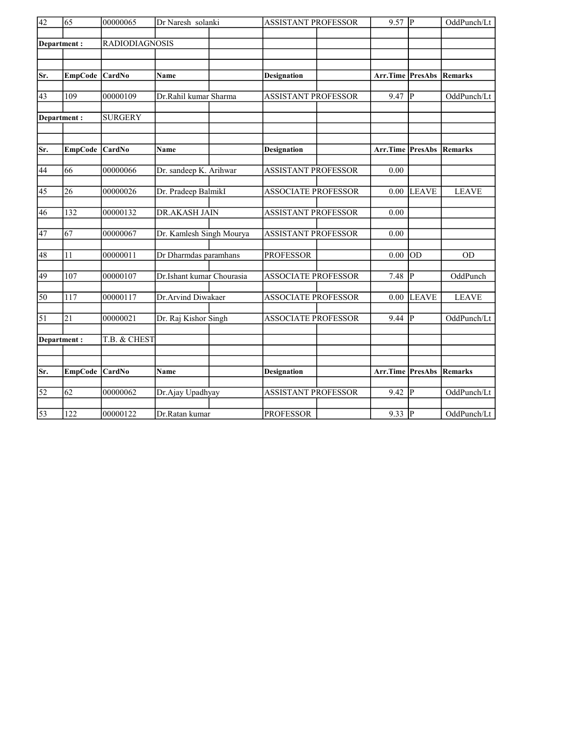| Sr. | EmpCode | CardNo | Name | Designation | Arr.Time | PresAbs | Remarks |
|---|---|---|---|---|---|---|---|
| 42 | 65 | 00000065 | Dr Naresh solanki | ASSISTANT PROFESSOR | 9.57 | P | OddPunch/Lt |

**Department :** RADIODIAGNOSIS

| Sr. | EmpCode | CardNo | Name | Designation | Arr.Time | PresAbs | Remarks |
|---|---|---|---|---|---|---|---|
| 43 | 109 | 00000109 | Dr.Rahil kumar Sharma | ASSISTANT PROFESSOR | 9.47 | P | OddPunch/Lt |

**Department :** SURGERY

| Sr. | EmpCode | CardNo | Name | Designation | Arr.Time | PresAbs | Remarks |
|---|---|---|---|---|---|---|---|
| 44 | 66 | 00000066 | Dr. sandeep K. Arihwar | ASSISTANT PROFESSOR | 0.00 | | |
| 45 | 26 | 00000026 | Dr. Pradeep BalmikI | ASSOCIATE PROFESSOR | 0.00 | LEAVE | LEAVE |
| 46 | 132 | 00000132 | DR.AKASH JAIN | ASSISTANT PROFESSOR | 0.00 | | |
| 47 | 67 | 00000067 | Dr. Kamlesh Singh Mourya | ASSISTANT PROFESSOR | 0.00 | | |
| 48 | 11 | 00000011 | Dr Dharmdas paramhans | PROFESSOR | 0.00 | OD | OD |
| 49 | 107 | 00000107 | Dr.Ishant kumar Chourasia | ASSOCIATE PROFESSOR | 7.48 | P | OddPunch |
| 50 | 117 | 00000117 | Dr.Arvind Diwakaer | ASSOCIATE PROFESSOR | 0.00 | LEAVE | LEAVE |
| 51 | 21 | 00000021 | Dr. Raj Kishor Singh | ASSOCIATE PROFESSOR | 9.44 | P | OddPunch/Lt |

**Department :** T.B. & CHEST

| Sr. | EmpCode | CardNo | Name | Designation | Arr.Time | PresAbs | Remarks |
|---|---|---|---|---|---|---|---|
| 52 | 62 | 00000062 | Dr.Ajay Upadhyay | ASSISTANT PROFESSOR | 9.42 | P | OddPunch/Lt |
| 53 | 122 | 00000122 | Dr.Ratan kumar | PROFESSOR | 9.33 | P | OddPunch/Lt |